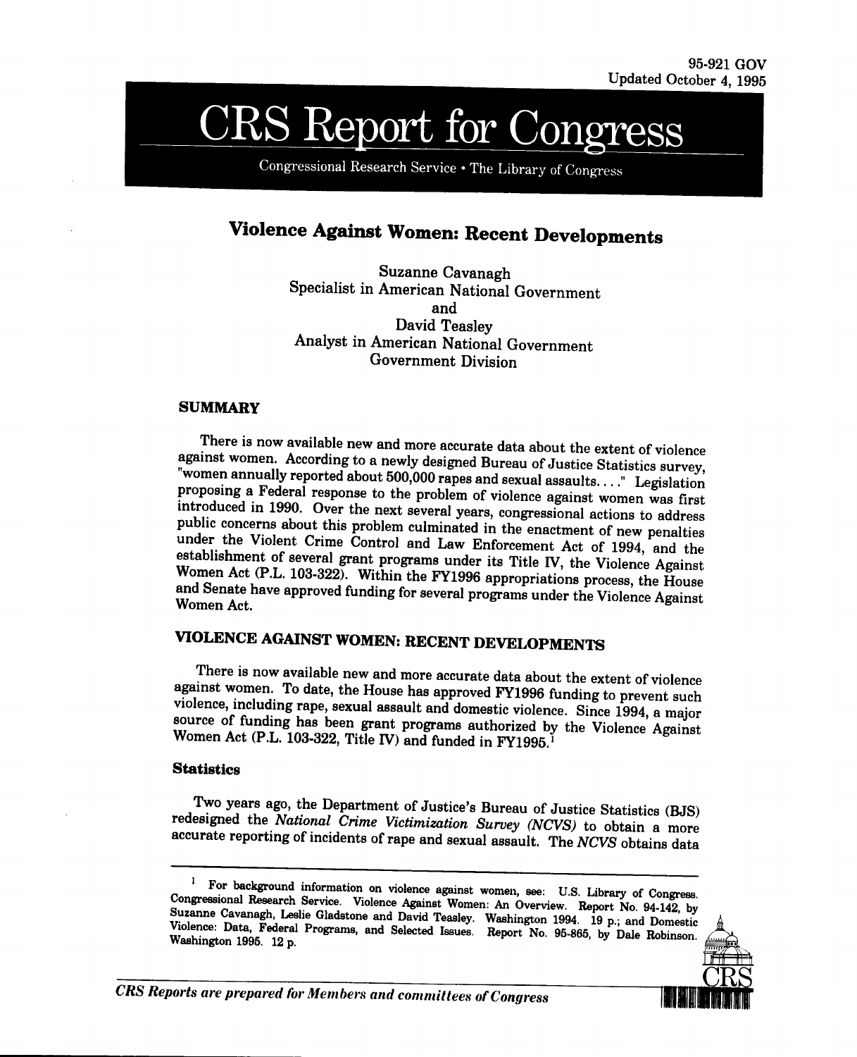95-921 GOV
Updated October 4, 1995

# CRS Report for Congress

Congressional Research Service • The Library of Congress

## Violence Against Women: Recent Developments

Suzanne Cavanagh
Specialist in American National Government
and
David Teasley
Analyst in American National Government
Government Division

### SUMMARY

There is now available new and more accurate data about the extent of violence against women. According to a newly designed Bureau of Justice Statistics survey, "women annually reported about 500,000 rapes and sexual assaults. . . ." Legislation proposing a Federal response to the problem of violence against women was first introduced in 1990. Over the next several years, congressional actions to address public concerns about this problem culminated in the enactment of new penalties under the Violent Crime Control and Law Enforcement Act of 1994, and the establishment of several grant programs under its Title IV, the Violence Against Women Act (P.L. 103-322). Within the FY1996 appropriations process, the House and Senate have approved funding for several programs under the Violence Against Women Act.

## VIOLENCE AGAINST WOMEN: RECENT DEVELOPMENTS

There is now available new and more accurate data about the extent of violence against women. To date, the House has approved FY1996 funding to prevent such violence, including rape, sexual assault and domestic violence. Since 1994, a major source of funding has been grant programs authorized by the Violence Against Women Act (P.L. 103-322, Title IV) and funded in FY1995.[1]

### Statistics

Two years ago, the Department of Justice's Bureau of Justice Statistics (BJS) redesigned the *National Crime Victimization Survey (NCVS)* to obtain a more accurate reporting of incidents of rape and sexual assault. The *NCVS* obtains data

---

[1] For background information on violence against women, see: U.S. Library of Congress. Congressional Research Service. Violence Against Women: An Overview. Report No. 94-142, by Suzanne Cavanagh, Leslie Gladstone and David Teasley. Washington 1994. 19 p.; and Domestic Violence: Data, Federal Programs, and Selected Issues. Report No. 95-865, by Dale Robinson. Washington 1995. 12 p.

*CRS Reports are prepared for Members and committees of Congress*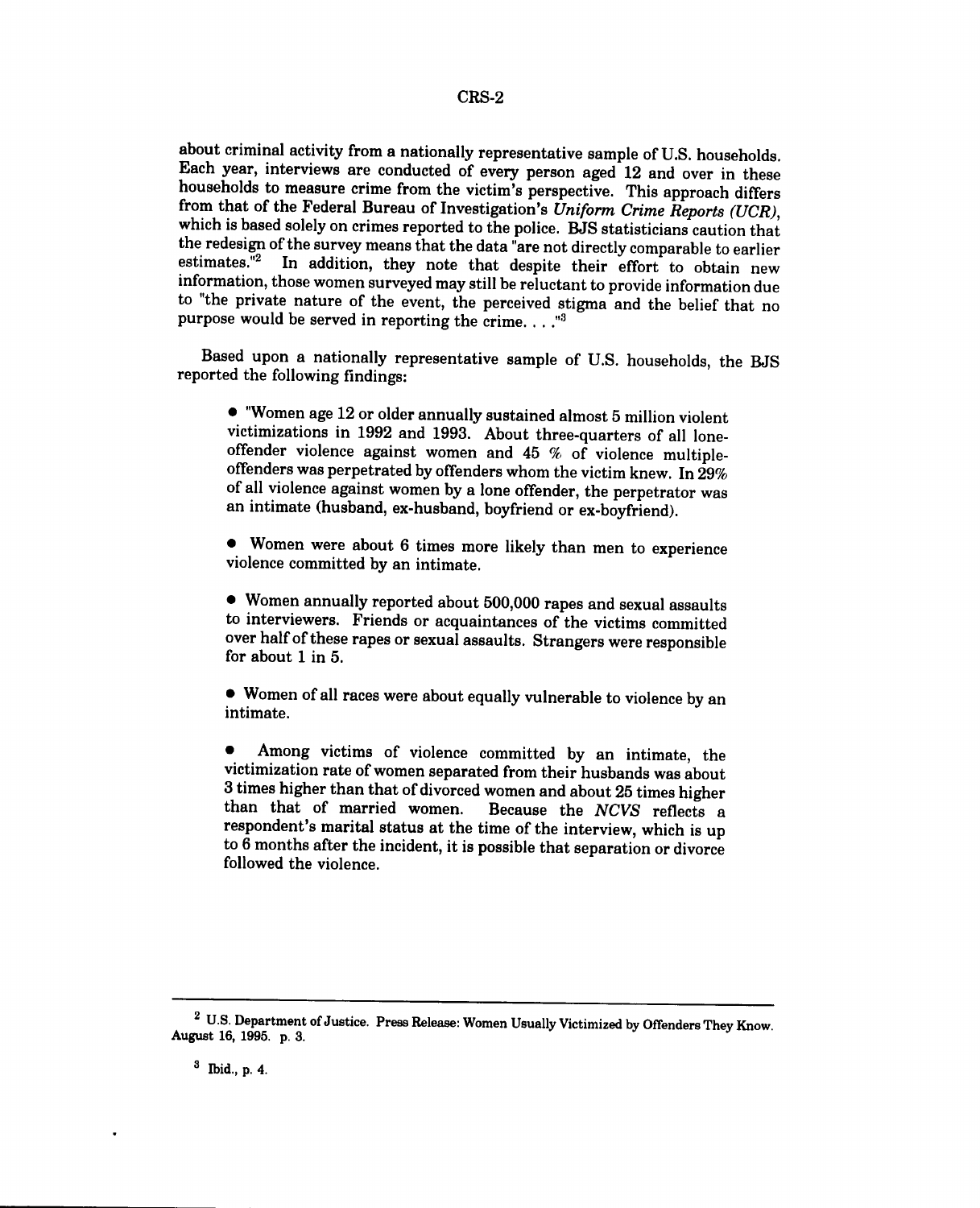about criminal activity from a nationally representative sample of U.S. households. Each year, interviews are conducted of every person aged 12 and over in these households to measure crime from the victim's perspective. This approach differs from that of the Federal Bureau of Investigation's *Uniform Crime Reports (UCR)*, which is based solely on crimes reported to the police. BJS statisticians caution that the redesign of the survey means that the data "are not directly comparable to earlier estimates."[2] In addition, they note that despite their effort to obtain new information, those women surveyed may still be reluctant to provide information due to "the private nature of the event, the perceived stigma and the belief that no purpose would be served in reporting the crime. . . ."[3]

Based upon a nationally representative sample of U.S. households, the BJS reported the following findings:

- "Women age 12 or older annually sustained almost 5 million violent victimizations in 1992 and 1993. About three-quarters of all lone-offender violence against women and 45 % of violence multiple-offenders was perpetrated by offenders whom the victim knew. In 29% of all violence against women by a lone offender, the perpetrator was an intimate (husband, ex-husband, boyfriend or ex-boyfriend).

- Women were about 6 times more likely than men to experience violence committed by an intimate.

- Women annually reported about 500,000 rapes and sexual assaults to interviewers. Friends or acquaintances of the victims committed over half of these rapes or sexual assaults. Strangers were responsible for about 1 in 5.

- Women of all races were about equally vulnerable to violence by an intimate.

- Among victims of violence committed by an intimate, the victimization rate of women separated from their husbands was about 3 times higher than that of divorced women and about 25 times higher than that of married women. Because the *NCVS* reflects a respondent's marital status at the time of the interview, which is up to 6 months after the incident, it is possible that separation or divorce followed the violence.

---

[2] U.S. Department of Justice. Press Release: Women Usually Victimized by Offenders They Know. August 16, 1995. p. 3.

[3] Ibid., p. 4.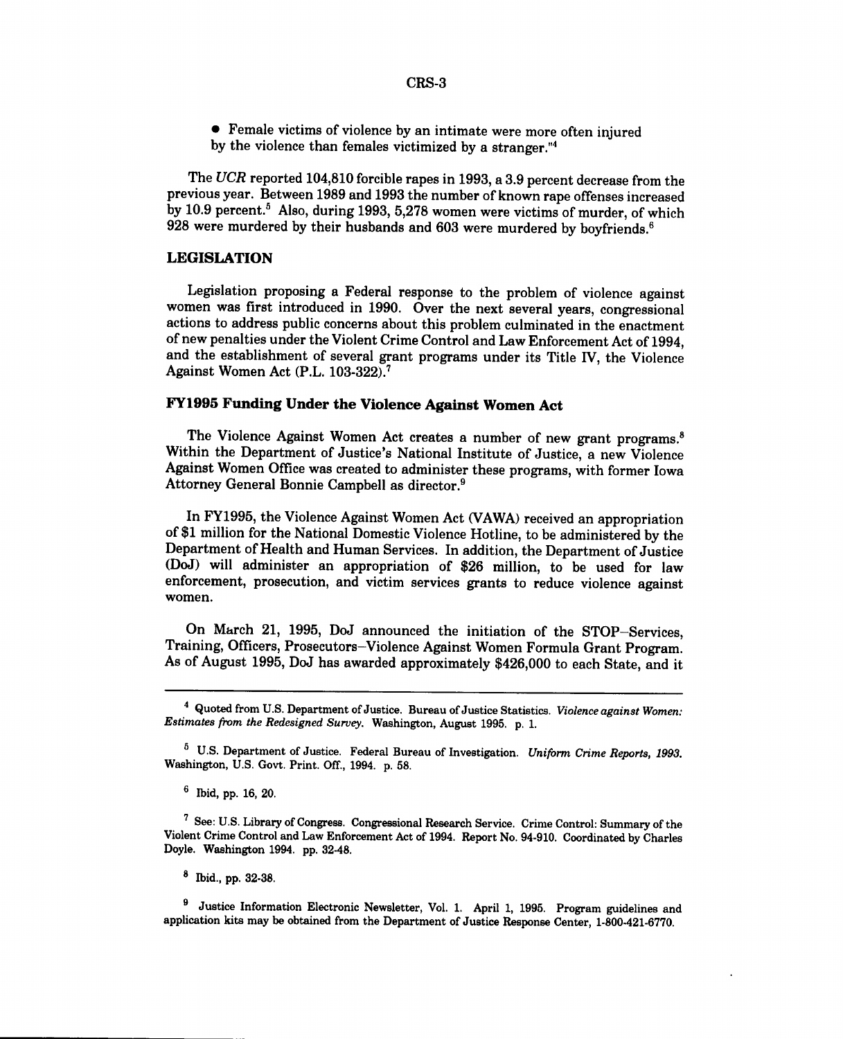- Female victims of violence by an intimate were more often injured by the violence than females victimized by a stranger."[4]

The *UCR* reported 104,810 forcible rapes in 1993, a 3.9 percent decrease from the previous year. Between 1989 and 1993 the number of known rape offenses increased by 10.9 percent.[5] Also, during 1993, 5,278 women were victims of murder, of which 928 were murdered by their husbands and 603 were murdered by boyfriends.[6]

## LEGISLATION

Legislation proposing a Federal response to the problem of violence against women was first introduced in 1990. Over the next several years, congressional actions to address public concerns about this problem culminated in the enactment of new penalties under the Violent Crime Control and Law Enforcement Act of 1994, and the establishment of several grant programs under its Title IV, the Violence Against Women Act (P.L. 103-322).[7]

### FY1995 Funding Under the Violence Against Women Act

The Violence Against Women Act creates a number of new grant programs.[8] Within the Department of Justice's National Institute of Justice, a new Violence Against Women Office was created to administer these programs, with former Iowa Attorney General Bonnie Campbell as director.[9]

In FY1995, the Violence Against Women Act (VAWA) received an appropriation of $1 million for the National Domestic Violence Hotline, to be administered by the Department of Health and Human Services. In addition, the Department of Justice (DoJ) will administer an appropriation of $26 million, to be used for law enforcement, prosecution, and victim services grants to reduce violence against women.

On March 21, 1995, DoJ announced the initiation of the STOP–Services, Training, Officers, Prosecutors–Violence Against Women Formula Grant Program. As of August 1995, DoJ has awarded approximately $426,000 to each State, and it

---

[4] Quoted from U.S. Department of Justice. Bureau of Justice Statistics. *Violence against Women: Estimates from the Redesigned Survey.* Washington, August 1995. p. 1.

[5] U.S. Department of Justice. Federal Bureau of Investigation. *Uniform Crime Reports, 1993.* Washington, U.S. Govt. Print. Off., 1994. p. 58.

[6] Ibid, pp. 16, 20.

[7] See: U.S. Library of Congress. Congressional Research Service. Crime Control: Summary of the Violent Crime Control and Law Enforcement Act of 1994. Report No. 94-910. Coordinated by Charles Doyle. Washington 1994. pp. 32-48.

[8] Ibid., pp. 32-38.

[9] Justice Information Electronic Newsletter, Vol. 1. April 1, 1995. Program guidelines and application kits may be obtained from the Department of Justice Response Center, 1-800-421-6770.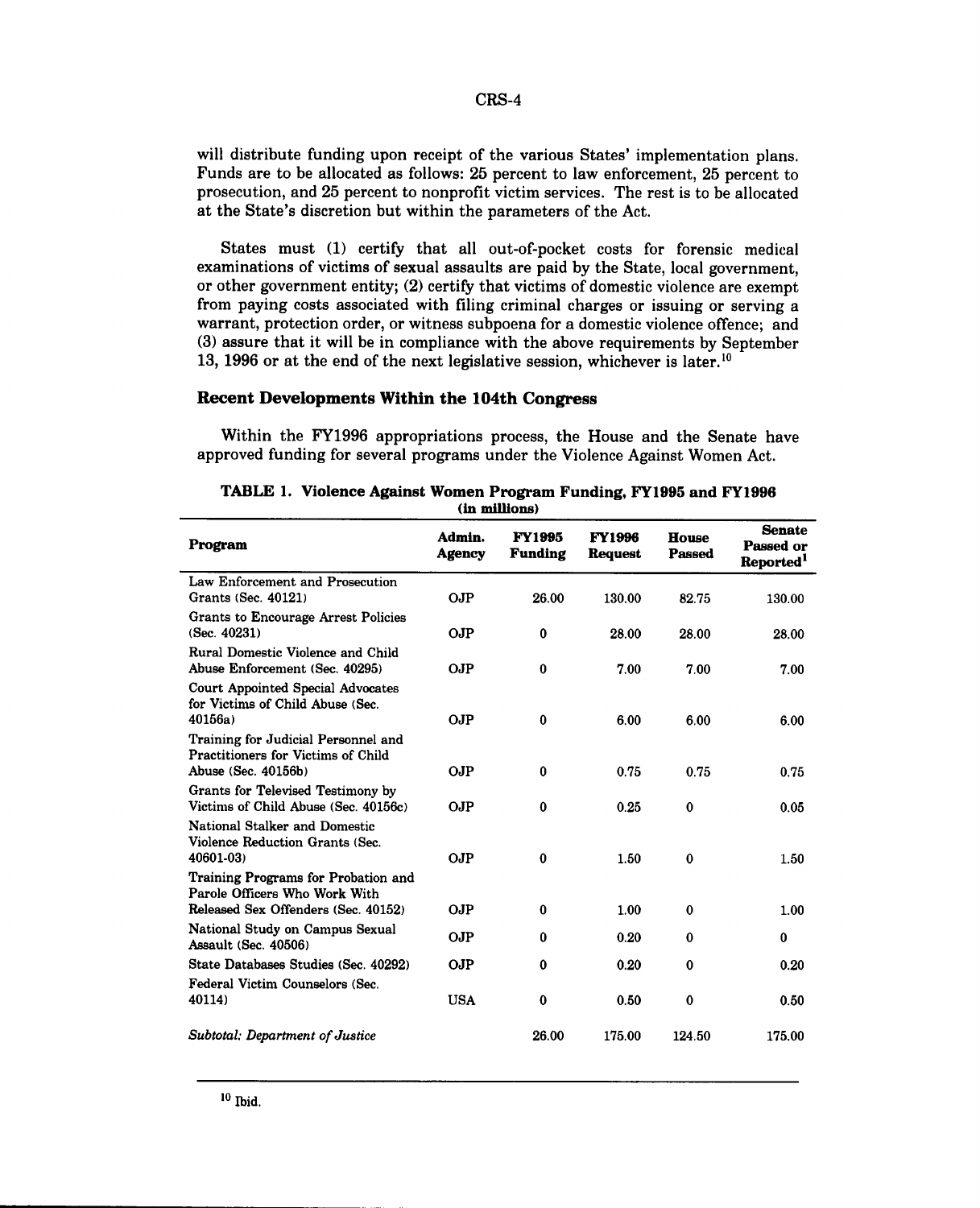will distribute funding upon receipt of the various States' implementation plans. Funds are to be allocated as follows: 25 percent to law enforcement, 25 percent to prosecution, and 25 percent to nonprofit victim services. The rest is to be allocated at the State's discretion but within the parameters of the Act.

States must (1) certify that all out-of-pocket costs for forensic medical examinations of victims of sexual assaults are paid by the State, local government, or other government entity; (2) certify that victims of domestic violence are exempt from paying costs associated with filing criminal charges or issuing or serving a warrant, protection order, or witness subpoena for a domestic violence offence; and (3) assure that it will be in compliance with the above requirements by September 13, 1996 or at the end of the next legislative session, whichever is later.[10]

### Recent Developments Within the 104th Congress

Within the FY1996 appropriations process, the House and the Senate have approved funding for several programs under the Violence Against Women Act.

**TABLE 1. Violence Against Women Program Funding, FY1995 and FY1996 (in millions)**

| Program | Admin. Agency | FY1995 Funding | FY1996 Request | House Passed | Senate Passed or Reported[1] |
|---|---|---|---|---|---|
| Law Enforcement and Prosecution Grants (Sec. 40121) | OJP | 26.00 | 130.00 | 82.75 | 130.00 |
| Grants to Encourage Arrest Policies (Sec. 40231) | OJP | 0 | 28.00 | 28.00 | 28.00 |
| Rural Domestic Violence and Child Abuse Enforcement (Sec. 40295) | OJP | 0 | 7.00 | 7.00 | 7.00 |
| Court Appointed Special Advocates for Victims of Child Abuse (Sec. 40156a) | OJP | 0 | 6.00 | 6.00 | 6.00 |
| Training for Judicial Personnel and Practitioners for Victims of Child Abuse (Sec. 40156b) | OJP | 0 | 0.75 | 0.75 | 0.75 |
| Grants for Televised Testimony by Victims of Child Abuse (Sec. 40156c) | OJP | 0 | 0.25 | 0 | 0.05 |
| National Stalker and Domestic Violence Reduction Grants (Sec. 40601-03) | OJP | 0 | 1.50 | 0 | 1.50 |
| Training Programs for Probation and Parole Officers Who Work With Released Sex Offenders (Sec. 40152) | OJP | 0 | 1.00 | 0 | 1.00 |
| National Study on Campus Sexual Assault (Sec. 40506) | OJP | 0 | 0.20 | 0 | 0 |
| State Databases Studies (Sec. 40292) | OJP | 0 | 0.20 | 0 | 0.20 |
| Federal Victim Counselors (Sec. 40114) | USA | 0 | 0.50 | 0 | 0.50 |
| *Subtotal: Department of Justice* | | 26.00 | 175.00 | 124.50 | 175.00 |

[10] Ibid.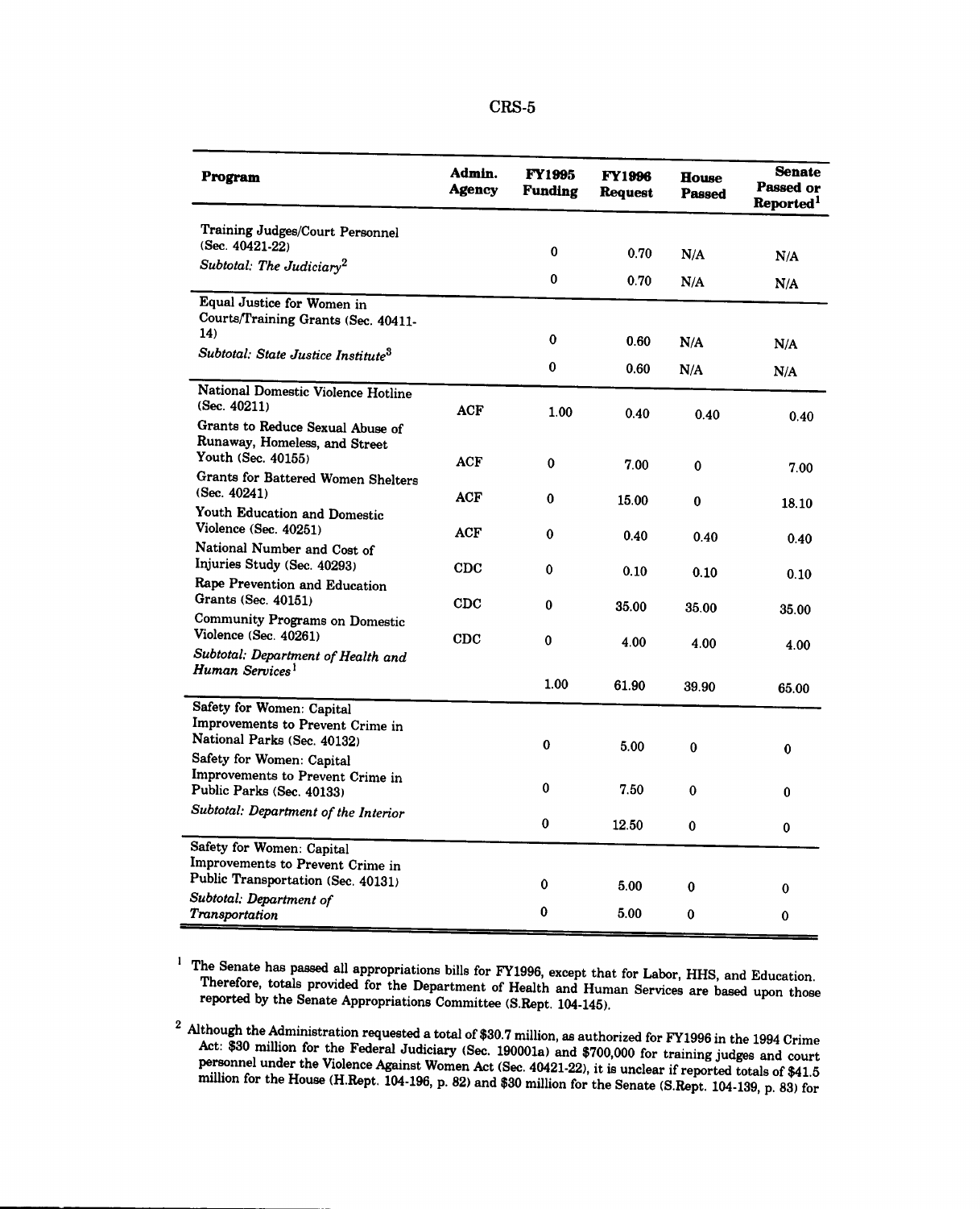| Program | Admin. Agency | FY1995 Funding | FY1996 Request | House Passed | Senate Passed or Reported[1] |
|---|---|---|---|---|---|
| Training Judges/Court Personnel (Sec. 40421-22) | | 0 | 0.70 | N/A | N/A |
| *Subtotal: The Judiciary*[2] | | 0 | 0.70 | N/A | N/A |
| Equal Justice for Women in Courts/Training Grants (Sec. 40411-14) | | 0 | 0.60 | N/A | N/A |
| *Subtotal: State Justice Institute*[3] | | 0 | 0.60 | N/A | N/A |
| National Domestic Violence Hotline (Sec. 40211) | ACF | 1.00 | 0.40 | 0.40 | 0.40 |
| Grants to Reduce Sexual Abuse of Runaway, Homeless, and Street Youth (Sec. 40155) | ACF | 0 | 7.00 | 0 | 7.00 |
| Grants for Battered Women Shelters (Sec. 40241) | ACF | 0 | 15.00 | 0 | 18.10 |
| Youth Education and Domestic Violence (Sec. 40251) | ACF | 0 | 0.40 | 0.40 | 0.40 |
| National Number and Cost of Injuries Study (Sec. 40293) | CDC | 0 | 0.10 | 0.10 | 0.10 |
| Rape Prevention and Education Grants (Sec. 40151) | CDC | 0 | 35.00 | 35.00 | 35.00 |
| Community Programs on Domestic Violence (Sec. 40261) | CDC | 0 | 4.00 | 4.00 | 4.00 |
| *Subtotal: Department of Health and Human Services*[1] | | 1.00 | 61.90 | 39.90 | 65.00 |
| Safety for Women: Capital Improvements to Prevent Crime in National Parks (Sec. 40132) | | 0 | 5.00 | 0 | 0 |
| Safety for Women: Capital Improvements to Prevent Crime in Public Parks (Sec. 40133) | | 0 | 7.50 | 0 | 0 |
| *Subtotal: Department of the Interior* | | 0 | 12.50 | 0 | 0 |
| Safety for Women: Capital Improvements to Prevent Crime in Public Transportation (Sec. 40131) | | 0 | 5.00 | 0 | 0 |
| *Subtotal: Department of Transportation* | | 0 | 5.00 | 0 | 0 |

[1] The Senate has passed all appropriations bills for FY1996, except that for Labor, HHS, and Education. Therefore, totals provided for the Department of Health and Human Services are based upon those reported by the Senate Appropriations Committee (S.Rept. 104-145).

[2] Although the Administration requested a total of $30.7 million, as authorized for FY1996 in the 1994 Crime Act: $30 million for the Federal Judiciary (Sec. 190001a) and $700,000 for training judges and court personnel under the Violence Against Women Act (Sec. 40421-22), it is unclear if reported totals of $41.5 million for the House (H.Rept. 104-196, p. 82) and $30 million for the Senate (S.Rept. 104-139, p. 83) for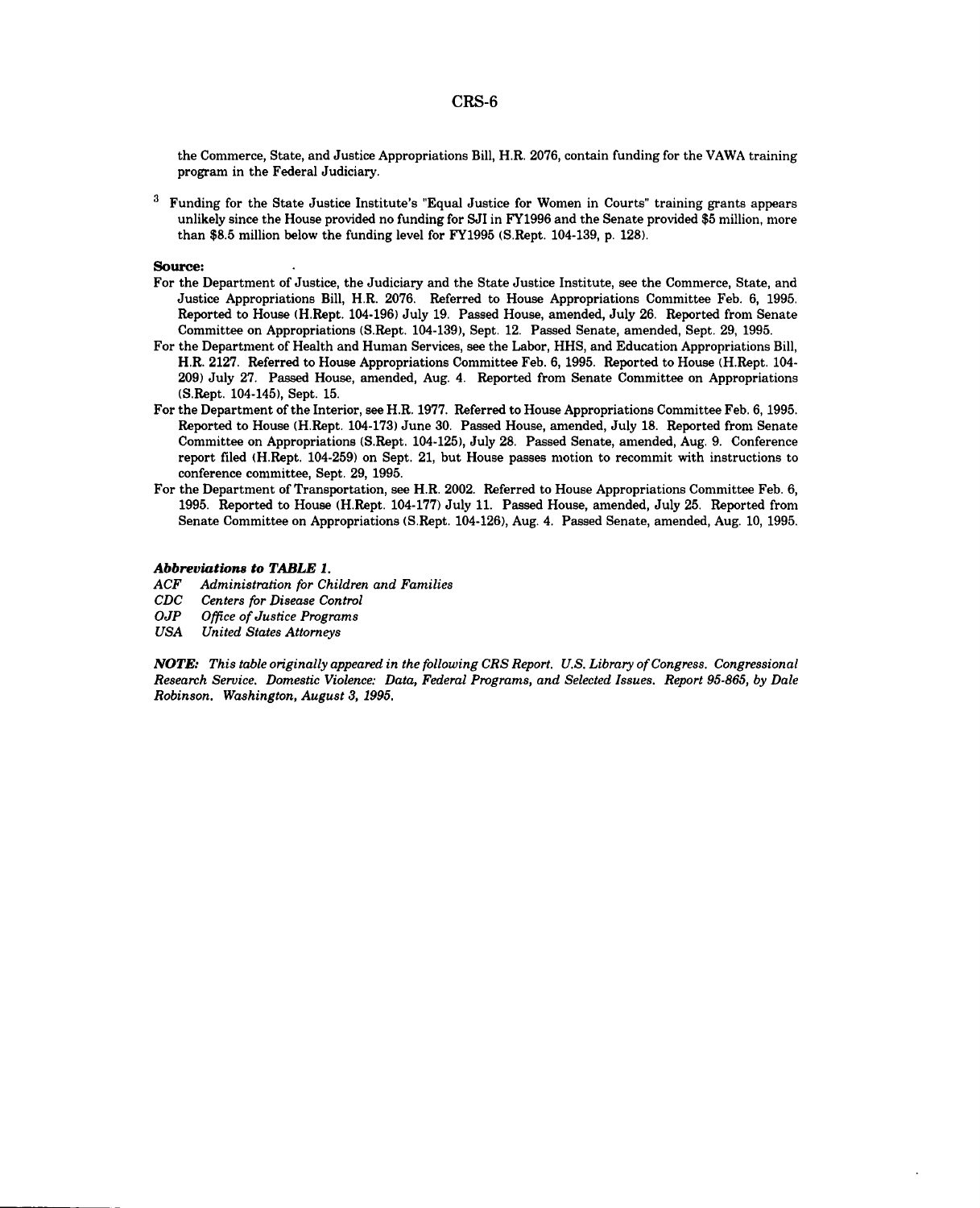the Commerce, State, and Justice Appropriations Bill, H.R. 2076, contain funding for the VAWA training program in the Federal Judiciary.

[3] Funding for the State Justice Institute's "Equal Justice for Women in Courts" training grants appears unlikely since the House provided no funding for SJI in FY1996 and the Senate provided $5 million, more than $8.5 million below the funding level for FY1995 (S.Rept. 104-139, p. 128).

**Source:**

For the Department of Justice, the Judiciary and the State Justice Institute, see the Commerce, State, and Justice Appropriations Bill, H.R. 2076. Referred to House Appropriations Committee Feb. 6, 1995. Reported to House (H.Rept. 104-196) July 19. Passed House, amended, July 26. Reported from Senate Committee on Appropriations (S.Rept. 104-139), Sept. 12. Passed Senate, amended, Sept. 29, 1995.

For the Department of Health and Human Services, see the Labor, HHS, and Education Appropriations Bill, H.R. 2127. Referred to House Appropriations Committee Feb. 6, 1995. Reported to House (H.Rept. 104-209) July 27. Passed House, amended, Aug. 4. Reported from Senate Committee on Appropriations (S.Rept. 104-145), Sept. 15.

For the Department of the Interior, see H.R. 1977. Referred to House Appropriations Committee Feb. 6, 1995. Reported to House (H.Rept. 104-173) June 30. Passed House, amended, July 18. Reported from Senate Committee on Appropriations (S.Rept. 104-125), July 28. Passed Senate, amended, Aug. 9. Conference report filed (H.Rept. 104-259) on Sept. 21, but House passes motion to recommit with instructions to conference committee, Sept. 29, 1995.

For the Department of Transportation, see H.R. 2002. Referred to House Appropriations Committee Feb. 6, 1995. Reported to House (H.Rept. 104-177) July 11. Passed House, amended, July 25. Reported from Senate Committee on Appropriations (S.Rept. 104-126), Aug. 4. Passed Senate, amended, Aug. 10, 1995.

***Abbreviations to TABLE 1.***

*ACF* *Administration for Children and Families*
*CDC* *Centers for Disease Control*
*OJP* *Office of Justice Programs*
*USA* *United States Attorneys*

***NOTE:*** *This table originally appeared in the following CRS Report. U.S. Library of Congress. Congressional Research Service. Domestic Violence: Data, Federal Programs, and Selected Issues. Report 95-865, by Dale Robinson. Washington, August 3, 1995.*